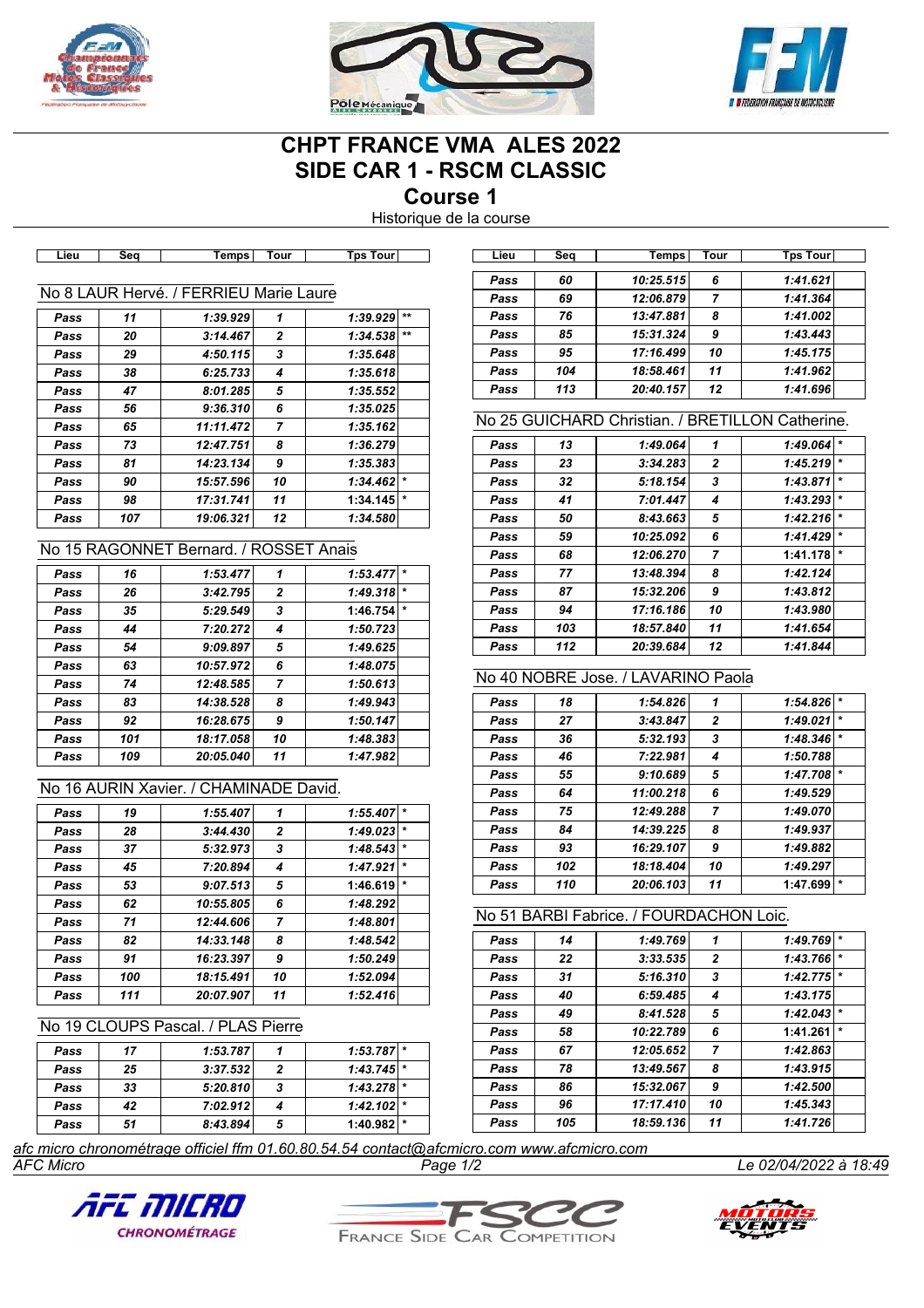# CHPT FRANCE VMA ALES 2022

# SIDE CAR 1 - RSCM CLASSIC

## Course 1

Historique de la course

### No 8 LAUR Hervé. / FERRIEU Marie Laure

| Lieu | Seq | Temps | Tour | Tps Tour | |
|---|---|---|---|---|---|
| Pass | 11 | 1:39.929 | 1 | 1:39.929 | ** |
| Pass | 20 | 3:14.467 | 2 | 1:34.538 | ** |
| Pass | 29 | 4:50.115 | 3 | 1:35.648 | |
| Pass | 38 | 6:25.733 | 4 | 1:35.618 | |
| Pass | 47 | 8:01.285 | 5 | 1:35.552 | |
| Pass | 56 | 9:36.310 | 6 | 1:35.025 | |
| Pass | 65 | 11:11.472 | 7 | 1:35.162 | |
| Pass | 73 | 12:47.751 | 8 | 1:36.279 | |
| Pass | 81 | 14:23.134 | 9 | 1:35.383 | |
| Pass | 90 | 15:57.596 | 10 | 1:34.462 | * |
| Pass | 98 | 17:31.741 | 11 | 1:34.145 | * |
| Pass | 107 | 19:06.321 | 12 | 1:34.580 | |

### No 15 RAGONNET Bernard. / ROSSET Anais

| Lieu | Seq | Temps | Tour | Tps Tour | |
|---|---|---|---|---|---|
| Pass | 16 | 1:53.477 | 1 | 1:53.477 | * |
| Pass | 26 | 3:42.795 | 2 | 1:49.318 | * |
| Pass | 35 | 5:29.549 | 3 | 1:46.754 | * |
| Pass | 44 | 7:20.272 | 4 | 1:50.723 | |
| Pass | 54 | 9:09.897 | 5 | 1:49.625 | |
| Pass | 63 | 10:57.972 | 6 | 1:48.075 | |
| Pass | 74 | 12:48.585 | 7 | 1:50.613 | |
| Pass | 83 | 14:38.528 | 8 | 1:49.943 | |
| Pass | 92 | 16:28.675 | 9 | 1:50.147 | |
| Pass | 101 | 18:17.058 | 10 | 1:48.383 | |
| Pass | 109 | 20:05.040 | 11 | 1:47.982 | |

### No 16 AURIN Xavier. / CHAMINADE David.

| Lieu | Seq | Temps | Tour | Tps Tour | |
|---|---|---|---|---|---|
| Pass | 19 | 1:55.407 | 1 | 1:55.407 | * |
| Pass | 28 | 3:44.430 | 2 | 1:49.023 | * |
| Pass | 37 | 5:32.973 | 3 | 1:48.543 | * |
| Pass | 45 | 7:20.894 | 4 | 1:47.921 | * |
| Pass | 53 | 9:07.513 | 5 | 1:46.619 | * |
| Pass | 62 | 10:55.805 | 6 | 1:48.292 | |
| Pass | 71 | 12:44.606 | 7 | 1:48.801 | |
| Pass | 82 | 14:33.148 | 8 | 1:48.542 | |
| Pass | 91 | 16:23.397 | 9 | 1:50.249 | |
| Pass | 100 | 18:15.491 | 10 | 1:52.094 | |
| Pass | 111 | 20:07.907 | 11 | 1:52.416 | |

### No 19 CLOUPS Pascal. / PLAS Pierre

| Lieu | Seq | Temps | Tour | Tps Tour | |
|---|---|---|---|---|---|
| Pass | 17 | 1:53.787 | 1 | 1:53.787 | * |
| Pass | 25 | 3:37.532 | 2 | 1:43.745 | * |
| Pass | 33 | 5:20.810 | 3 | 1:43.278 | * |
| Pass | 42 | 7:02.912 | 4 | 1:42.102 | * |
| Pass | 51 | 8:43.894 | 5 | 1:40.982 | * |
| Pass | 60 | 10:25.515 | 6 | 1:41.621 | |
| Pass | 69 | 12:06.879 | 7 | 1:41.364 | |
| Pass | 76 | 13:47.881 | 8 | 1:41.002 | |
| Pass | 85 | 15:31.324 | 9 | 1:43.443 | |
| Pass | 95 | 17:16.499 | 10 | 1:45.175 | |
| Pass | 104 | 18:58.461 | 11 | 1:41.962 | |
| Pass | 113 | 20:40.157 | 12 | 1:41.696 | |

### No 25 GUICHARD Christian. / BRETILLON Catherine.

| Lieu | Seq | Temps | Tour | Tps Tour | |
|---|---|---|---|---|---|
| Pass | 13 | 1:49.064 | 1 | 1:49.064 | * |
| Pass | 23 | 3:34.283 | 2 | 1:45.219 | * |
| Pass | 32 | 5:18.154 | 3 | 1:43.871 | * |
| Pass | 41 | 7:01.447 | 4 | 1:43.293 | * |
| Pass | 50 | 8:43.663 | 5 | 1:42.216 | * |
| Pass | 59 | 10:25.092 | 6 | 1:41.429 | * |
| Pass | 68 | 12:06.270 | 7 | 1:41.178 | * |
| Pass | 77 | 13:48.394 | 8 | 1:42.124 | |
| Pass | 87 | 15:32.206 | 9 | 1:43.812 | |
| Pass | 94 | 17:16.186 | 10 | 1:43.980 | |
| Pass | 103 | 18:57.840 | 11 | 1:41.654 | |
| Pass | 112 | 20:39.684 | 12 | 1:41.844 | |

### No 40 NOBRE Jose. / LAVARINO Paola

| Lieu | Seq | Temps | Tour | Tps Tour | |
|---|---|---|---|---|---|
| Pass | 18 | 1:54.826 | 1 | 1:54.826 | * |
| Pass | 27 | 3:43.847 | 2 | 1:49.021 | * |
| Pass | 36 | 5:32.193 | 3 | 1:48.346 | * |
| Pass | 46 | 7:22.981 | 4 | 1:50.788 | |
| Pass | 55 | 9:10.689 | 5 | 1:47.708 | * |
| Pass | 64 | 11:00.218 | 6 | 1:49.529 | |
| Pass | 75 | 12:49.288 | 7 | 1:49.070 | |
| Pass | 84 | 14:39.225 | 8 | 1:49.937 | |
| Pass | 93 | 16:29.107 | 9 | 1:49.882 | |
| Pass | 102 | 18:18.404 | 10 | 1:49.297 | |
| Pass | 110 | 20:06.103 | 11 | 1:47.699 | * |

### No 51 BARBI Fabrice. / FOURDACHON Loic.

| Lieu | Seq | Temps | Tour | Tps Tour | |
|---|---|---|---|---|---|
| Pass | 14 | 1:49.769 | 1 | 1:49.769 | * |
| Pass | 22 | 3:33.535 | 2 | 1:43.766 | * |
| Pass | 31 | 5:16.310 | 3 | 1:42.775 | * |
| Pass | 40 | 6:59.485 | 4 | 1:43.175 | |
| Pass | 49 | 8:41.528 | 5 | 1:42.043 | * |
| Pass | 58 | 10:22.789 | 6 | 1:41.261 | * |
| Pass | 67 | 12:05.652 | 7 | 1:42.863 | |
| Pass | 78 | 13:49.567 | 8 | 1:43.915 | |
| Pass | 86 | 15:32.067 | 9 | 1:42.500 | |
| Pass | 96 | 17:17.410 | 10 | 1:45.343 | |
| Pass | 105 | 18:59.136 | 11 | 1:41.726 | |

*afc micro chronométrage officiel ffm 01.60.80.54.54 contact@afcmicro.com www.afcmicro.com*

*AFC Micro* — *Le 02/04/2022 à 18:49*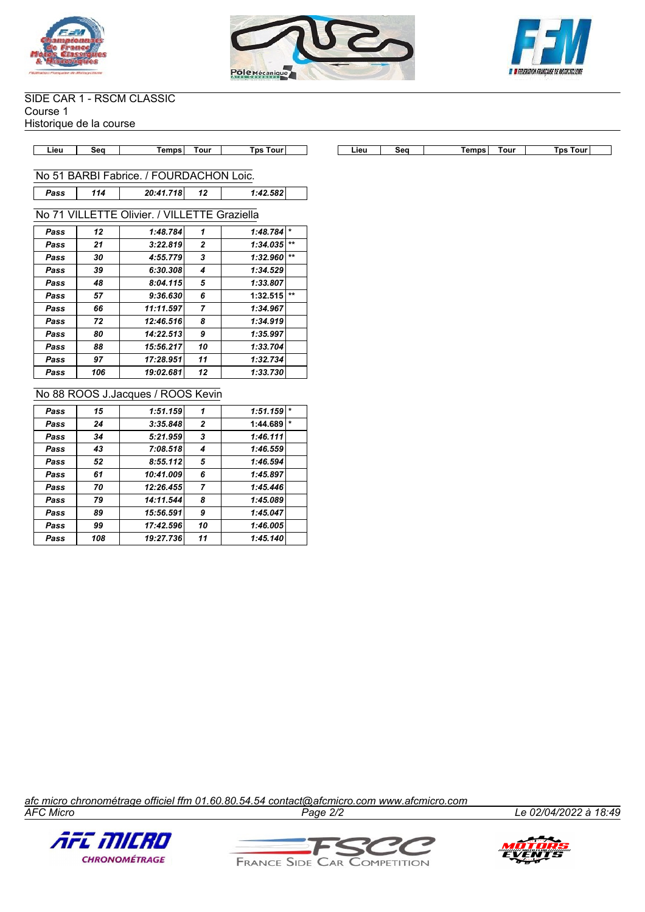SIDE CAR 1 - RSCM CLASSIC
Course 1
Historique de la course

### No 51 BARBI Fabrice. / FOURDACHON Loic.

| Lieu | Seq | Temps | Tour | Tps Tour | |
|---|---|---|---|---|---|
| *Pass* | *114* | *20:41.718* | *12* | *1:42.582* | |

### No 71 VILLETTE Olivier. / VILLETTE Graziella

| Lieu | Seq | Temps | Tour | Tps Tour | |
|---|---|---|---|---|---|
| *Pass* | *12* | *1:48.784* | *1* | *1:48.784* | * |
| *Pass* | *21* | *3:22.819* | *2* | *1:34.035* | ** |
| *Pass* | *30* | *4:55.779* | *3* | *1:32.960* | ** |
| *Pass* | *39* | *6:30.308* | *4* | *1:34.529* | |
| *Pass* | *48* | *8:04.115* | *5* | *1:33.807* | |
| *Pass* | *57* | *9:36.630* | *6* | *1:32.515* | ** |
| *Pass* | *66* | *11:11.597* | *7* | *1:34.967* | |
| *Pass* | *72* | *12:46.516* | *8* | *1:34.919* | |
| *Pass* | *80* | *14:22.513* | *9* | *1:35.997* | |
| *Pass* | *88* | *15:56.217* | *10* | *1:33.704* | |
| *Pass* | *97* | *17:28.951* | *11* | *1:32.734* | |
| *Pass* | *106* | *19:02.681* | *12* | *1:33.730* | |

### No 88 ROOS J.Jacques / ROOS Kevin

| Lieu | Seq | Temps | Tour | Tps Tour | |
|---|---|---|---|---|---|
| *Pass* | *15* | *1:51.159* | *1* | *1:51.159* | * |
| *Pass* | *24* | *3:35.848* | *2* | *1:44.689* | * |
| *Pass* | *34* | *5:21.959* | *3* | *1:46.111* | |
| *Pass* | *43* | *7:08.518* | *4* | *1:46.559* | |
| *Pass* | *52* | *8:55.112* | *5* | *1:46.594* | |
| *Pass* | *61* | *10:41.009* | *6* | *1:45.897* | |
| *Pass* | *70* | *12:26.455* | *7* | *1:45.446* | |
| *Pass* | *79* | *14:11.544* | *8* | *1:45.089* | |
| *Pass* | *89* | *15:56.591* | *9* | *1:45.047* | |
| *Pass* | *99* | *17:42.596* | *10* | *1:46.005* | |
| *Pass* | *108* | *19:27.736* | *11* | *1:45.140* | |

*afc micro chronométrage officiel ffm 01.60.80.54.54 contact@afcmicro.com www.afcmicro.com*
*AFC Micro* — *Le 02/04/2022 à 18:49*